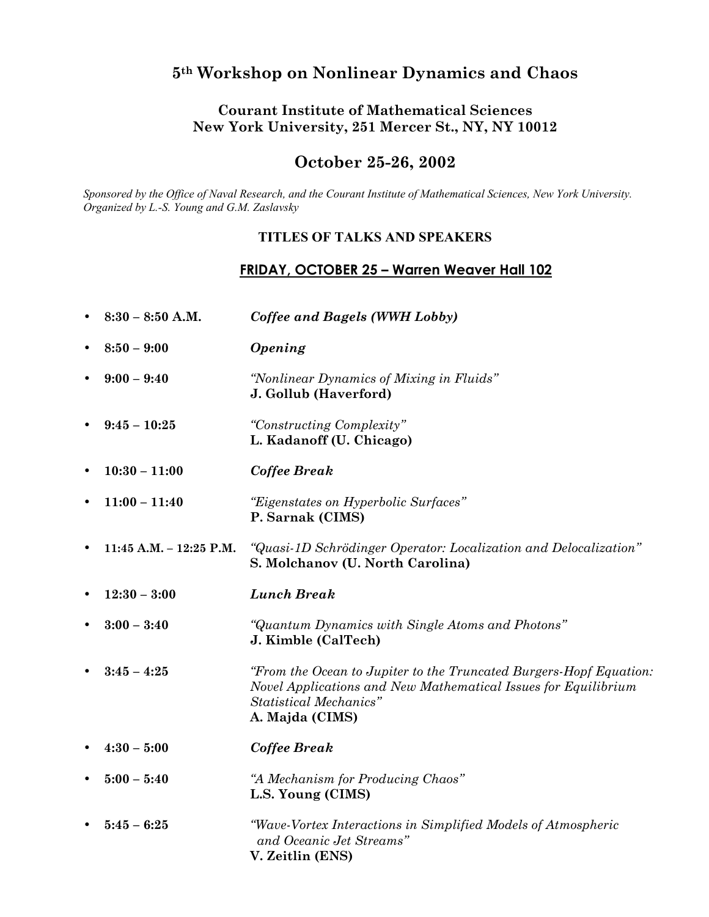# 5th Workshop on Nonlinear Dynamics and Chaos

### Courant Institute of Mathematical Sciences
### New York University, 251 Mercer St., NY, NY 10012

## October 25-26, 2002

*Sponsored by the Office of Naval Research, and the Courant Institute of Mathematical Sciences, New York University. Organized by L.-S. Young and G.M. Zaslavsky*

### TITLES OF TALKS AND SPEAKERS

### FRIDAY, OCTOBER 25 – Warren Weaver Hall 102

- **8:30 – 8:50 A.M.** ***Coffee and Bagels (WWH Lobby)***
- **8:50 – 9:00** ***Opening***
- **9:00 – 9:40** *"Nonlinear Dynamics of Mixing in Fluids"*
  **J. Gollub (Haverford)**
- **9:45 – 10:25** *"Constructing Complexity"*
  **L. Kadanoff (U. Chicago)**
- **10:30 – 11:00** ***Coffee Break***
- **11:00 – 11:40** *"Eigenstates on Hyperbolic Surfaces"*
  **P. Sarnak (CIMS)**
- **11:45 A.M. – 12:25 P.M.** *"Quasi-1D Schrödinger Operator: Localization and Delocalization"*
  **S. Molchanov (U. North Carolina)**
- **12:30 – 3:00** ***Lunch Break***
- **3:00 – 3:40** *"Quantum Dynamics with Single Atoms and Photons"*
  **J. Kimble (CalTech)**
- **3:45 – 4:25** *"From the Ocean to Jupiter to the Truncated Burgers-Hopf Equation: Novel Applications and New Mathematical Issues for Equilibrium Statistical Mechanics"*
  **A. Majda (CIMS)**
- **4:30 – 5:00** ***Coffee Break***
- **5:00 – 5:40** *"A Mechanism for Producing Chaos"*
  **L.S. Young (CIMS)**
- **5:45 – 6:25** *"Wave-Vortex Interactions in Simplified Models of Atmospheric and Oceanic Jet Streams"*
  **V. Zeitlin (ENS)**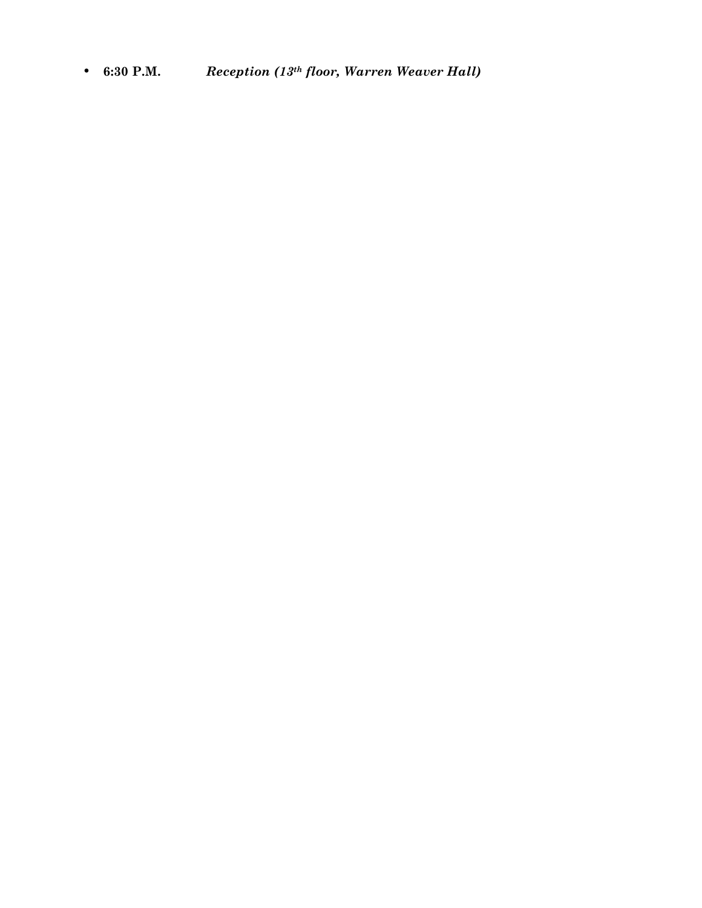- **6:30 P.M.** ***Reception (13th floor, Warren Weaver Hall)***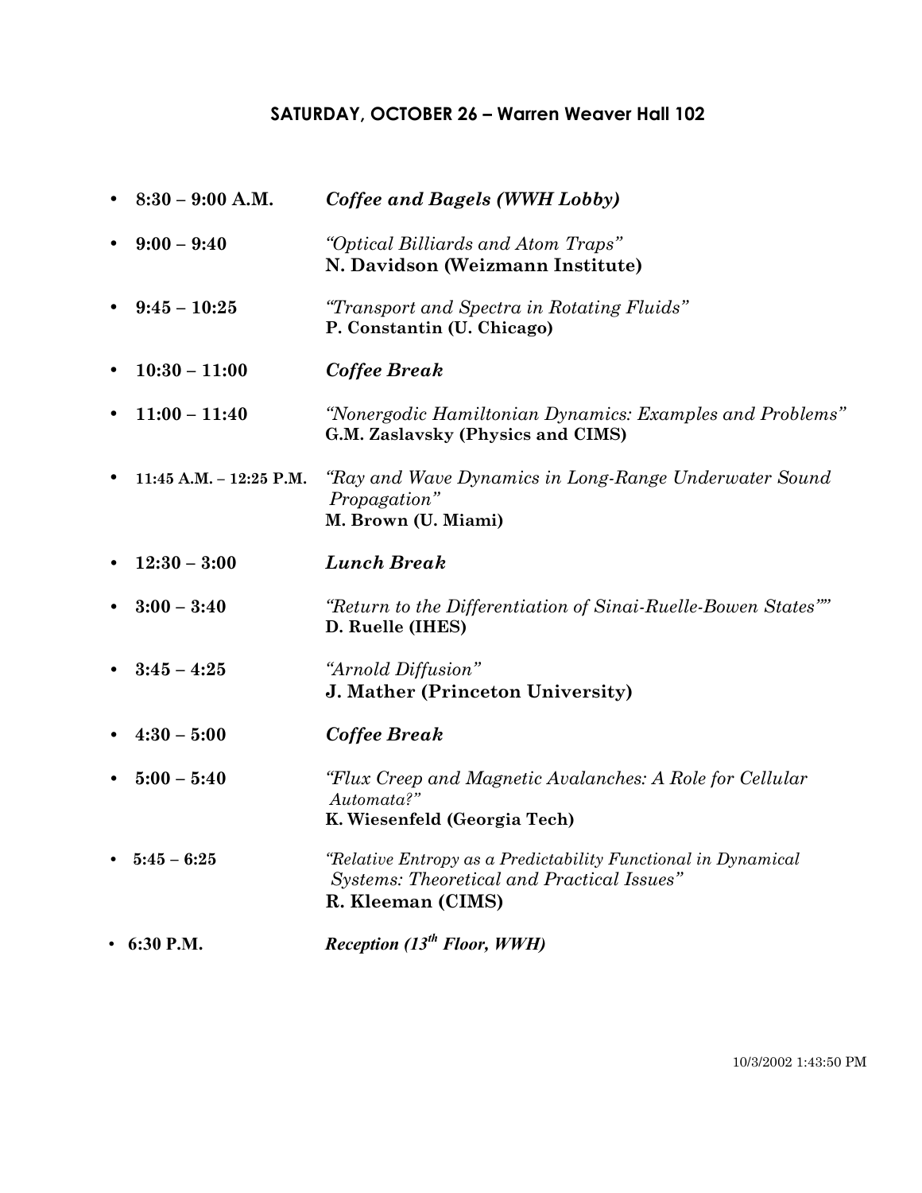## SATURDAY, OCTOBER 26 – Warren Weaver Hall 102

- **8:30 – 9:00 A.M.** ***Coffee and Bagels (WWH Lobby)***
- **9:00 – 9:40** *"Optical Billiards and Atom Traps"*
  **N. Davidson (Weizmann Institute)**
- **9:45 – 10:25** *"Transport and Spectra in Rotating Fluids"*
  **P. Constantin (U. Chicago)**
- **10:30 – 11:00** ***Coffee Break***
- **11:00 – 11:40** *"Nonergodic Hamiltonian Dynamics: Examples and Problems"*
  **G.M. Zaslavsky (Physics and CIMS)**
- **11:45 A.M. – 12:25 P.M.** *"Ray and Wave Dynamics in Long-Range Underwater Sound Propagation"*
  **M. Brown (U. Miami)**
- **12:30 – 3:00** ***Lunch Break***
- **3:00 – 3:40** *"Return to the Differentiation of Sinai-Ruelle-Bowen States""*
  **D. Ruelle (IHES)**
- **3:45 – 4:25** *"Arnold Diffusion"*
  **J. Mather (Princeton University)**
- **4:30 – 5:00** ***Coffee Break***
- **5:00 – 5:40** *"Flux Creep and Magnetic Avalanches: A Role for Cellular Automata?"*
  **K. Wiesenfeld (Georgia Tech)**
- **5:45 – 6:25** *"Relative Entropy as a Predictability Functional in Dynamical Systems: Theoretical and Practical Issues"*
  **R. Kleeman (CIMS)**
- **6:30 P.M.** ***Reception (13th Floor, WWH)***

10/3/2002 1:43:50 PM